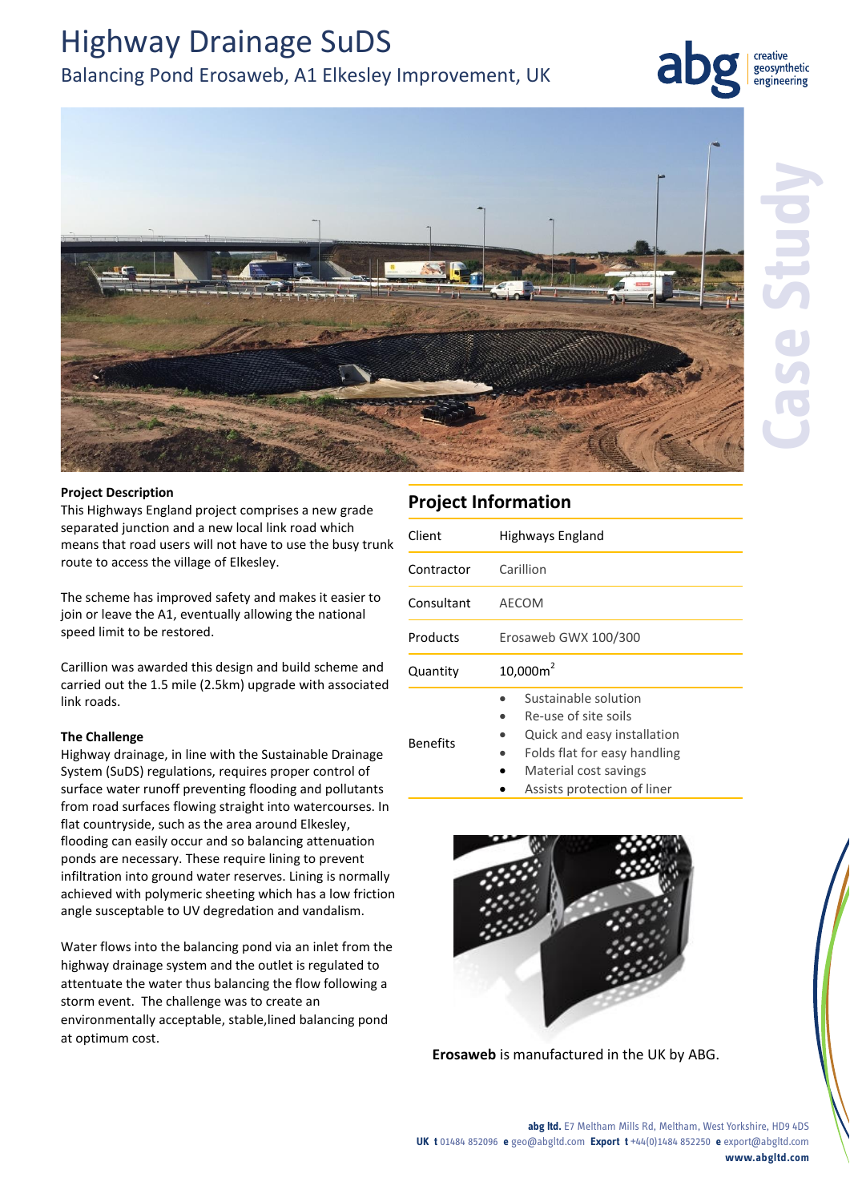# Highway Drainage SuDS

## Balancing Pond Erosaweb, A1 Elkesley Improvement, UK

Case Study

**Project Description**

This Highways England project comprises a new grade separated junction and a new local link road which means that road users will not have to use the busy trunk route to access the village of Elkesley.

The scheme has improved safety and makes it easier to join or leave the A1, eventually allowing the national speed limit to be restored.

Carillion was awarded this design and build scheme and carried out the 1.5 mile (2.5km) upgrade with associated link roads.

**The Challenge**

Highway drainage, in line with the Sustainable Drainage System (SuDS) regulations, requires proper control of surface water runoff preventing flooding and pollutants from road surfaces flowing straight into watercourses. In flat countryside, such as the area around Elkesley, flooding can easily occur and so balancing attenuation ponds are necessary. These require lining to prevent infiltration into ground water reserves. Lining is normally achieved with polymeric sheeting which has a low friction angle susceptable to UV degredation and vandalism.

Water flows into the balancing pond via an inlet from the highway drainage system and the outlet is regulated to attentuate the water thus balancing the flow following a storm event. The challenge was to create an environmentally acceptable, stable,lined balancing pond at optimum cost.

## Project Information

| | |
|---|---|
| Client | Highways England |
| Contractor | Carillion |
| Consultant | AECOM |
| Products | Erosaweb GWX 100/300 |
| Quantity | 10,000m$^2$ |
| Benefits | • Sustainable solution<br>• Re-use of site soils<br>• Quick and easy installation<br>• Folds flat for easy handling<br>• Material cost savings<br>• Assists protection of liner |

**Erosaweb** is manufactured in the UK by ABG.

**abg ltd.** E7 Meltham Mills Rd, Meltham, West Yorkshire, HD9 4DS
**UK t** 01484 852096 **e** geo@abgltd.com **Export t** +44(0)1484 852250 **e** export@abgltd.com
**www.abgltd.com**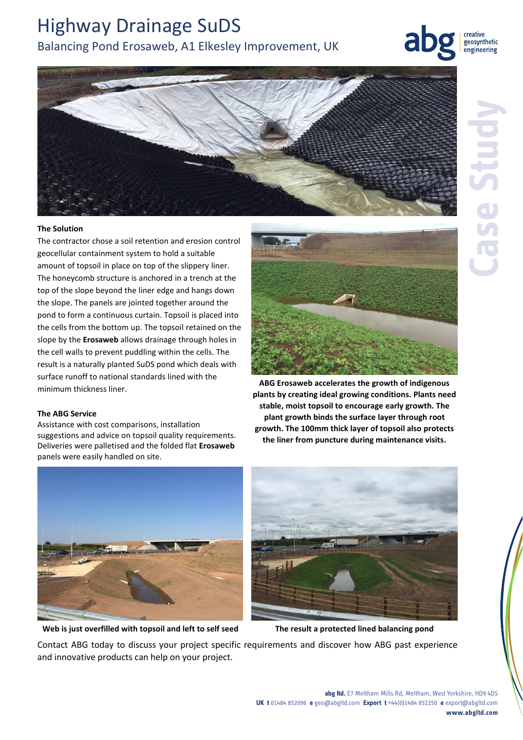# Highway Drainage SuDS

## Balancing Pond Erosaweb, A1 Elkesley Improvement, UK

### The Solution

The contractor chose a soil retention and erosion control geocellular containment system to hold a suitable amount of topsoil in place on top of the slippery liner. The honeycomb structure is anchored in a trench at the top of the slope beyond the liner edge and hangs down the slope. The panels are jointed together around the pond to form a continuous curtain. Topsoil is placed into the cells from the bottom up. The topsoil retained on the slope by the **Erosaweb** allows drainage through holes in the cell walls to prevent puddling within the cells. The result is a naturally planted SuDS pond which deals with surface runoff to national standards lined with the minimum thickness liner.

### The ABG Service

Assistance with cost comparisons, installation suggestions and advice on topsoil quality requirements. Deliveries were palletised and the folded flat **Erosaweb** panels were easily handled on site.

**ABG Erosaweb accelerates the growth of indigenous plants by creating ideal growing conditions. Plants need stable, moist topsoil to encourage early growth. The plant growth binds the surface layer through root growth. The 100mm thick layer of topsoil also protects the liner from puncture during maintenance visits.**

**Web is just overfilled with topsoil and left to self seed**

**The result a protected lined balancing pond**

Contact ABG today to discuss your project specific requirements and discover how ABG past experience and innovative products can help on your project.

**abg ltd.** E7 Meltham Mills Rd, Meltham, West Yorkshire, HD9 4DS
**UK t** 01484 852096 **e** geo@abgltd.com **Export t** +44(0)1484 852250 **e** export@abgltd.com
**www.abgltd.com**